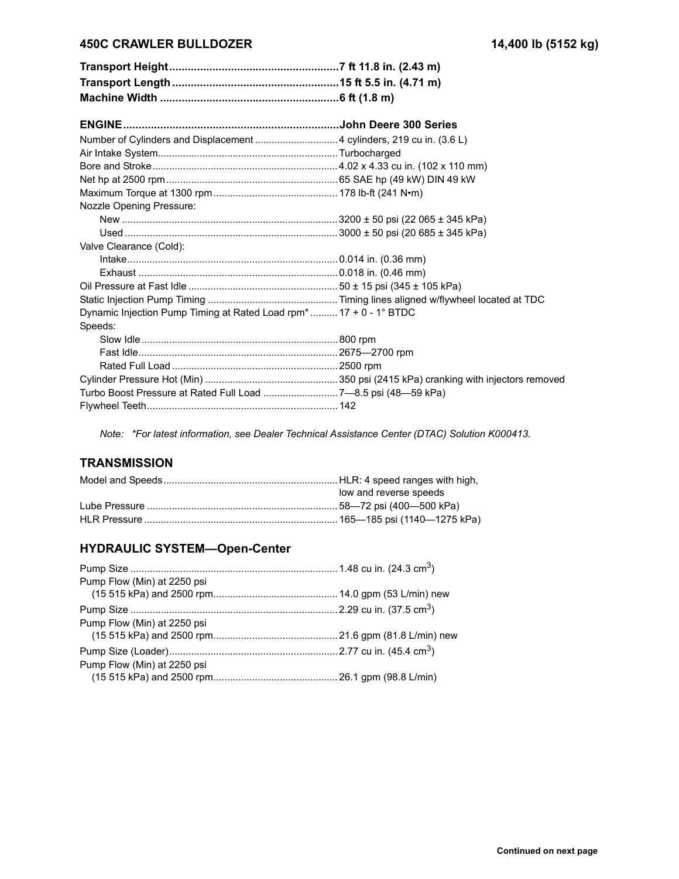## 450C CRAWLER BULLDOZER — 14,400 lb (5152 kg)

| | |
|---|---|
| **Transport Height** | **7 ft 11.8 in. (2.43 m)** |
| **Transport Length** | **15 ft 5.5 in. (4.71 m)** |
| **Machine Width** | **6 ft (1.8 m)** |

| **ENGINE** | **John Deere 300 Series** |
|---|---|
| Number of Cylinders and Displacement | 4 cylinders, 219 cu in. (3.6 L) |
| Air Intake System | Turbocharged |
| Bore and Stroke | 4.02 x 4.33 cu in. (102 x 110 mm) |
| Net hp at 2500 rpm | 65 SAE hp (49 kW) DIN 49 kW |
| Maximum Torque at 1300 rpm | 178 lb-ft (241 N•m) |
| Nozzle Opening Pressure: | |
| New | 3200 ± 50 psi (22 065 ± 345 kPa) |
| Used | 3000 ± 50 psi (20 685 ± 345 kPa) |
| Valve Clearance (Cold): | |
| Intake | 0.014 in. (0.36 mm) |
| Exhaust | 0.018 in. (0.46 mm) |
| Oil Pressure at Fast Idle | 50 ± 15 psi (345 ± 105 kPa) |
| Static Injection Pump Timing | Timing lines aligned w/flywheel located at TDC |
| Dynamic Injection Pump Timing at Rated Load rpm* | 17 + 0 - 1° BTDC |
| Speeds: | |
| Slow Idle | 800 rpm |
| Fast Idle | 2675—2700 rpm |
| Rated Full Load | 2500 rpm |
| Cylinder Pressure Hot (Min) | 350 psi (2415 kPa) cranking with injectors removed |
| Turbo Boost Pressure at Rated Full Load | 7—8.5 psi (48—59 kPa) |
| Flywheel Teeth | 142 |

*Note: \*For latest information, see Dealer Technical Assistance Center (DTAC) Solution K000413.*

## TRANSMISSION

| | |
|---|---|
| Model and Speeds | HLR: 4 speed ranges with high, low and reverse speeds |
| Lube Pressure | 58—72 psi (400—500 kPa) |
| HLR Pressure | 165—185 psi (1140—1275 kPa) |

## HYDRAULIC SYSTEM—Open-Center

| | |
|---|---|
| Pump Size | 1.48 cu in. (24.3 cm$^3$) |
| Pump Flow (Min) at 2250 psi (15 515 kPa) and 2500 rpm | 14.0 gpm (53 L/min) new |
| Pump Size | 2.29 cu in. (37.5 cm$^3$) |
| Pump Flow (Min) at 2250 psi (15 515 kPa) and 2500 rpm | 21.6 gpm (81.8 L/min) new |
| Pump Size (Loader) | 2.77 cu in. (45.4 cm$^3$) |
| Pump Flow (Min) at 2250 psi (15 515 kPa) and 2500 rpm | 26.1 gpm (98.8 L/min) |

**Continued on next page**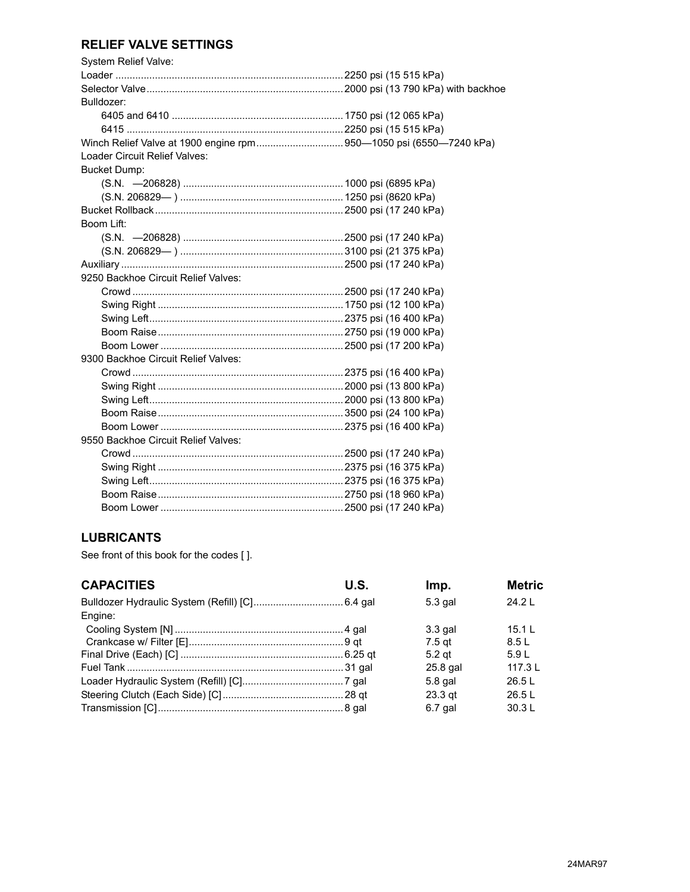## RELIEF VALVE SETTINGS

System Relief Valve:

Loader ................................................................................2250 psi (15 515 kPa)

Selector Valve.....................................................................2000 psi (13 790 kPa) with backhoe

Bulldozer:

  6405 and 6410 ............................................................1750 psi (12 065 kPa)

  6415 ............................................................................2250 psi (15 515 kPa)

Winch Relief Valve at 1900 engine rpm...............................950—1050 psi (6550—7240 kPa)

Loader Circuit Relief Valves:

Bucket Dump:

  (S.N. —206828) .........................................................1000 psi (6895 kPa)

  (S.N. 206829— ) .........................................................1250 psi (8620 kPa)

Bucket Rollback..................................................................2500 psi (17 240 kPa)

Boom Lift:

  (S.N. —206828) .........................................................2500 psi (17 240 kPa)

  (S.N. 206829— ) .........................................................3100 psi (21 375 kPa)

Auxiliary ..............................................................................2500 psi (17 240 kPa)

9250 Backhoe Circuit Relief Valves:

  Crowd ..........................................................................2500 psi (17 240 kPa)

  Swing Right .................................................................1750 psi (12 100 kPa)

  Swing Left....................................................................2375 psi (16 400 kPa)

  Boom Raise.................................................................2750 psi (19 000 kPa)

  Boom Lower ................................................................2500 psi (17 200 kPa)

9300 Backhoe Circuit Relief Valves:

  Crowd ..........................................................................2375 psi (16 400 kPa)

  Swing Right .................................................................2000 psi (13 800 kPa)

  Swing Left....................................................................2000 psi (13 800 kPa)

  Boom Raise.................................................................3500 psi (24 100 kPa)

  Boom Lower ................................................................2375 psi (16 400 kPa)

9550 Backhoe Circuit Relief Valves:

  Crowd ..........................................................................2500 psi (17 240 kPa)

  Swing Right .................................................................2375 psi (16 375 kPa)

  Swing Left....................................................................2375 psi (16 375 kPa)

  Boom Raise.................................................................2750 psi (18 960 kPa)

  Boom Lower ................................................................2500 psi (17 240 kPa)

## LUBRICANTS

See front of this book for the codes [ ].

| CAPACITIES | U.S. | Imp. | Metric |
|---|---|---|---|
| Bulldozer Hydraulic System (Refill) [C] | 6.4 gal | 5.3 gal | 24.2 L |
| Engine: | | | |
| Cooling System [N] | 4 gal | 3.3 gal | 15.1 L |
| Crankcase w/ Filter [E] | 9 qt | 7.5 qt | 8.5 L |
| Final Drive (Each) [C] | 6.25 qt | 5.2 qt | 5.9 L |
| Fuel Tank | 31 gal | 25.8 gal | 117.3 L |
| Loader Hydraulic System (Refill) [C] | 7 gal | 5.8 gal | 26.5 L |
| Steering Clutch (Each Side) [C] | 28 qt | 23.3 qt | 26.5 L |
| Transmission [C] | 8 gal | 6.7 gal | 30.3 L |

24MAR97